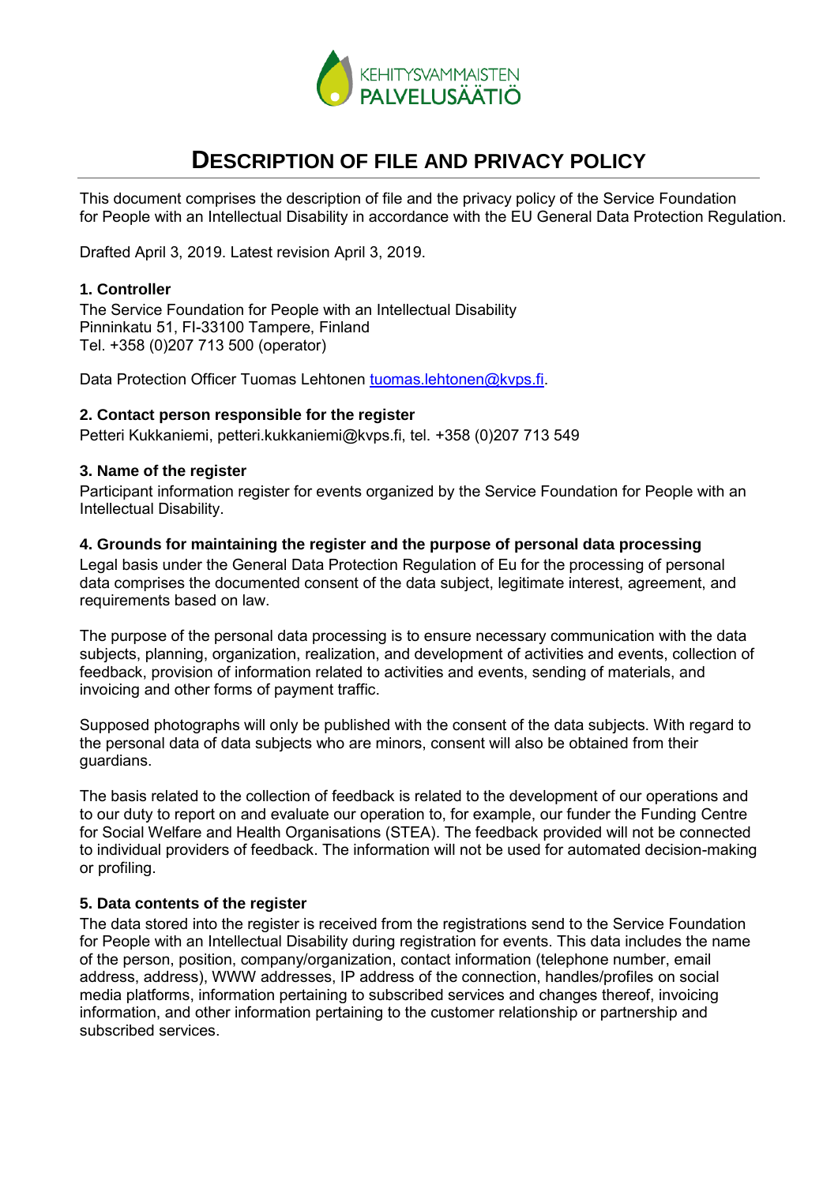# DESCRIPTION OF FILE AND PRIVACY POLICY

This document comprises the description of file and the privacy policy of the Service Foundation for People with an Intellectual Disability in accordance with the EU General Data Protection Regulation.

Drafted April 3, 2019. Latest revision April 3, 2019.

### 1. Controller

The Service Foundation for People with an Intellectual Disability
Pinninkatu 51, FI-33100 Tampere, Finland
Tel. +358 (0)207 713 500 (operator)

Data Protection Officer Tuomas Lehtonen tuomas.lehtonen@kvps.fi.

### 2. Contact person responsible for the register

Petteri Kukkaniemi, petteri.kukkaniemi@kvps.fi, tel. +358 (0)207 713 549

### 3. Name of the register

Participant information register for events organized by the Service Foundation for People with an Intellectual Disability.

### 4. Grounds for maintaining the register and the purpose of personal data processing

Legal basis under the General Data Protection Regulation of Eu for the processing of personal data comprises the documented consent of the data subject, legitimate interest, agreement, and requirements based on law.

The purpose of the personal data processing is to ensure necessary communication with the data subjects, planning, organization, realization, and development of activities and events, collection of feedback, provision of information related to activities and events, sending of materials, and invoicing and other forms of payment traffic.

Supposed photographs will only be published with the consent of the data subjects. With regard to the personal data of data subjects who are minors, consent will also be obtained from their guardians.

The basis related to the collection of feedback is related to the development of our operations and to our duty to report on and evaluate our operation to, for example, our funder the Funding Centre for Social Welfare and Health Organisations (STEA). The feedback provided will not be connected to individual providers of feedback. The information will not be used for automated decision-making or profiling.

### 5. Data contents of the register

The data stored into the register is received from the registrations send to the Service Foundation for People with an Intellectual Disability during registration for events. This data includes the name of the person, position, company/organization, contact information (telephone number, email address, address), WWW addresses, IP address of the connection, handles/profiles on social media platforms, information pertaining to subscribed services and changes thereof, invoicing information, and other information pertaining to the customer relationship or partnership and subscribed services.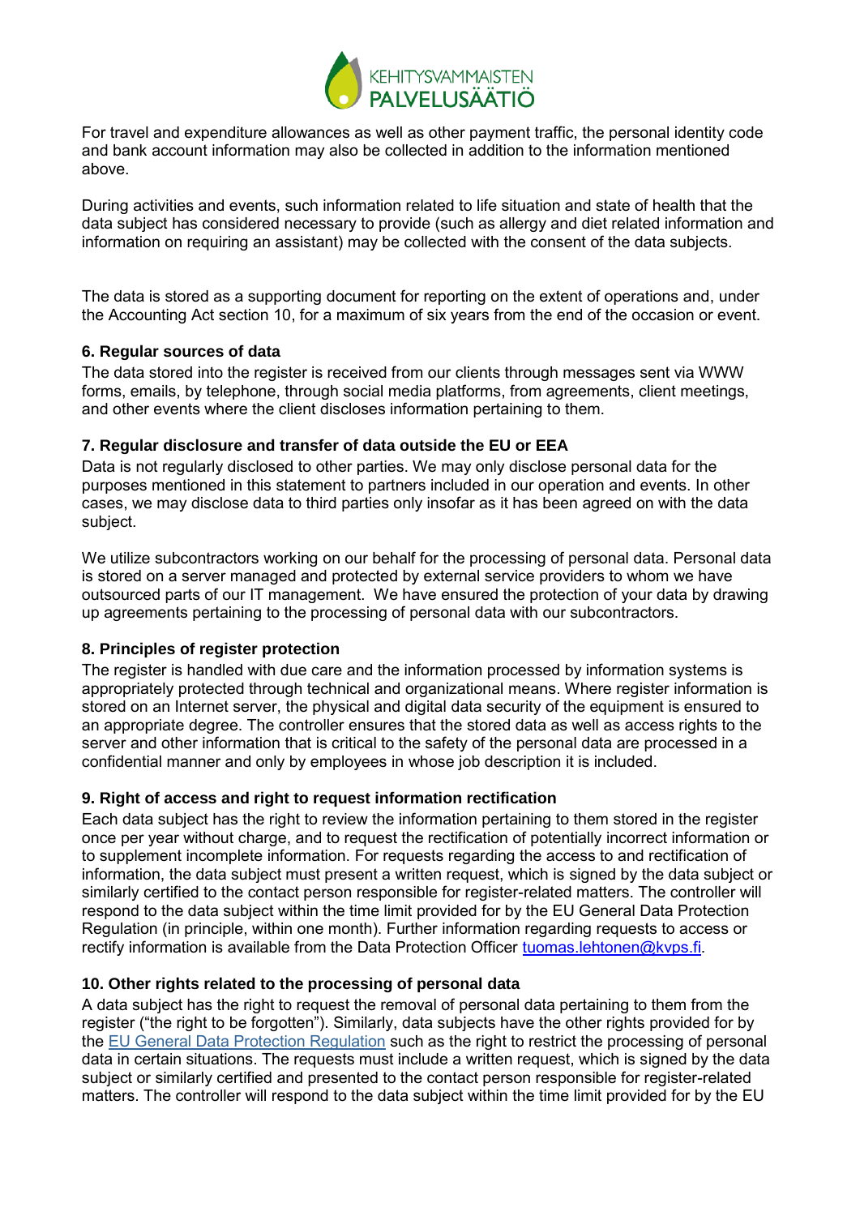For travel and expenditure allowances as well as other payment traffic, the personal identity code and bank account information may also be collected in addition to the information mentioned above.

During activities and events, such information related to life situation and state of health that the data subject has considered necessary to provide (such as allergy and diet related information and information on requiring an assistant) may be collected with the consent of the data subjects.

The data is stored as a supporting document for reporting on the extent of operations and, under the Accounting Act section 10, for a maximum of six years from the end of the occasion or event.

**6. Regular sources of data**

The data stored into the register is received from our clients through messages sent via WWW forms, emails, by telephone, through social media platforms, from agreements, client meetings, and other events where the client discloses information pertaining to them.

**7. Regular disclosure and transfer of data outside the EU or EEA**

Data is not regularly disclosed to other parties. We may only disclose personal data for the purposes mentioned in this statement to partners included in our operation and events. In other cases, we may disclose data to third parties only insofar as it has been agreed on with the data subject.

We utilize subcontractors working on our behalf for the processing of personal data. Personal data is stored on a server managed and protected by external service providers to whom we have outsourced parts of our IT management. We have ensured the protection of your data by drawing up agreements pertaining to the processing of personal data with our subcontractors.

**8. Principles of register protection**

The register is handled with due care and the information processed by information systems is appropriately protected through technical and organizational means. Where register information is stored on an Internet server, the physical and digital data security of the equipment is ensured to an appropriate degree. The controller ensures that the stored data as well as access rights to the server and other information that is critical to the safety of the personal data are processed in a confidential manner and only by employees in whose job description it is included.

**9. Right of access and right to request information rectification**

Each data subject has the right to review the information pertaining to them stored in the register once per year without charge, and to request the rectification of potentially incorrect information or to supplement incomplete information. For requests regarding the access to and rectification of information, the data subject must present a written request, which is signed by the data subject or similarly certified to the contact person responsible for register-related matters. The controller will respond to the data subject within the time limit provided for by the EU General Data Protection Regulation (in principle, within one month). Further information regarding requests to access or rectify information is available from the Data Protection Officer tuomas.lehtonen@kvps.fi.

**10. Other rights related to the processing of personal data**

A data subject has the right to request the removal of personal data pertaining to them from the register ("the right to be forgotten"). Similarly, data subjects have the other rights provided for by the EU General Data Protection Regulation such as the right to restrict the processing of personal data in certain situations. The requests must include a written request, which is signed by the data subject or similarly certified and presented to the contact person responsible for register-related matters. The controller will respond to the data subject within the time limit provided for by the EU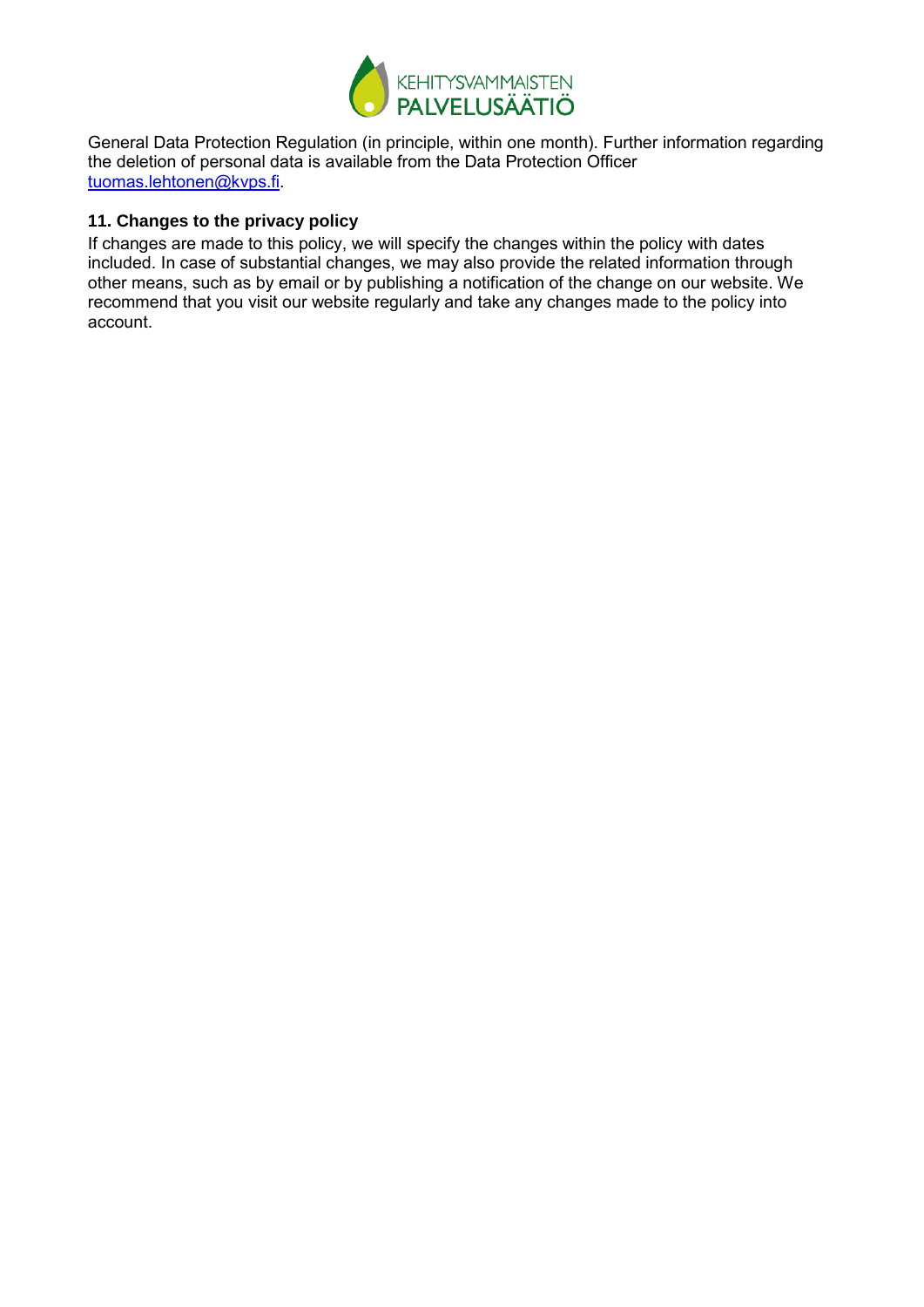General Data Protection Regulation (in principle, within one month). Further information regarding the deletion of personal data is available from the Data Protection Officer tuomas.lehtonen@kvps.fi.

**11. Changes to the privacy policy**

If changes are made to this policy, we will specify the changes within the policy with dates included. In case of substantial changes, we may also provide the related information through other means, such as by email or by publishing a notification of the change on our website. We recommend that you visit our website regularly and take any changes made to the policy into account.